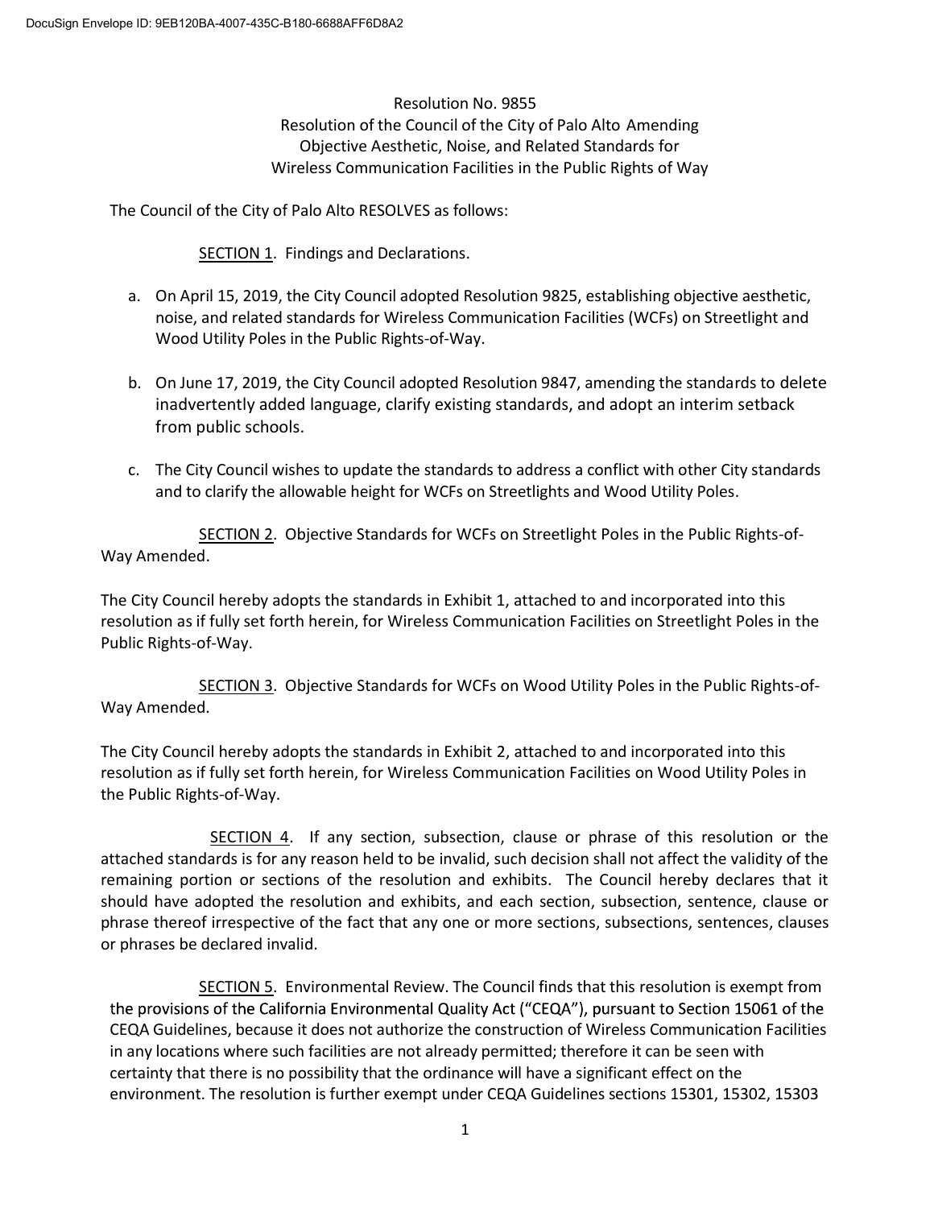DocuSign Envelope ID: 9EB120BA-4007-435C-B180-6688AFF6D8A2

# Resolution No. 9855

## Resolution of the Council of the City of Palo Alto Amending Objective Aesthetic, Noise, and Related Standards for Wireless Communication Facilities in the Public Rights of Way

The Council of the City of Palo Alto RESOLVES as follows:

SECTION 1. Findings and Declarations.

a. On April 15, 2019, the City Council adopted Resolution 9825, establishing objective aesthetic, noise, and related standards for Wireless Communication Facilities (WCFs) on Streetlight and Wood Utility Poles in the Public Rights-of-Way.

b. On June 17, 2019, the City Council adopted Resolution 9847, amending the standards to delete inadvertently added language, clarify existing standards, and adopt an interim setback from public schools.

c. The City Council wishes to update the standards to address a conflict with other City standards and to clarify the allowable height for WCFs on Streetlights and Wood Utility Poles.

SECTION 2. Objective Standards for WCFs on Streetlight Poles in the Public Rights-of-Way Amended.

The City Council hereby adopts the standards in Exhibit 1, attached to and incorporated into this resolution as if fully set forth herein, for Wireless Communication Facilities on Streetlight Poles in the Public Rights-of-Way.

SECTION 3. Objective Standards for WCFs on Wood Utility Poles in the Public Rights-of-Way Amended.

The City Council hereby adopts the standards in Exhibit 2, attached to and incorporated into this resolution as if fully set forth herein, for Wireless Communication Facilities on Wood Utility Poles in the Public Rights-of-Way.

SECTION 4. If any section, subsection, clause or phrase of this resolution or the attached standards is for any reason held to be invalid, such decision shall not affect the validity of the remaining portion or sections of the resolution and exhibits. The Council hereby declares that it should have adopted the resolution and exhibits, and each section, subsection, sentence, clause or phrase thereof irrespective of the fact that any one or more sections, subsections, sentences, clauses or phrases be declared invalid.

SECTION 5. Environmental Review. The Council finds that this resolution is exempt from the provisions of the California Environmental Quality Act ("CEQA"), pursuant to Section 15061 of the CEQA Guidelines, because it does not authorize the construction of Wireless Communication Facilities in any locations where such facilities are not already permitted; therefore it can be seen with certainty that there is no possibility that the ordinance will have a significant effect on the environment. The resolution is further exempt under CEQA Guidelines sections 15301, 15302, 15303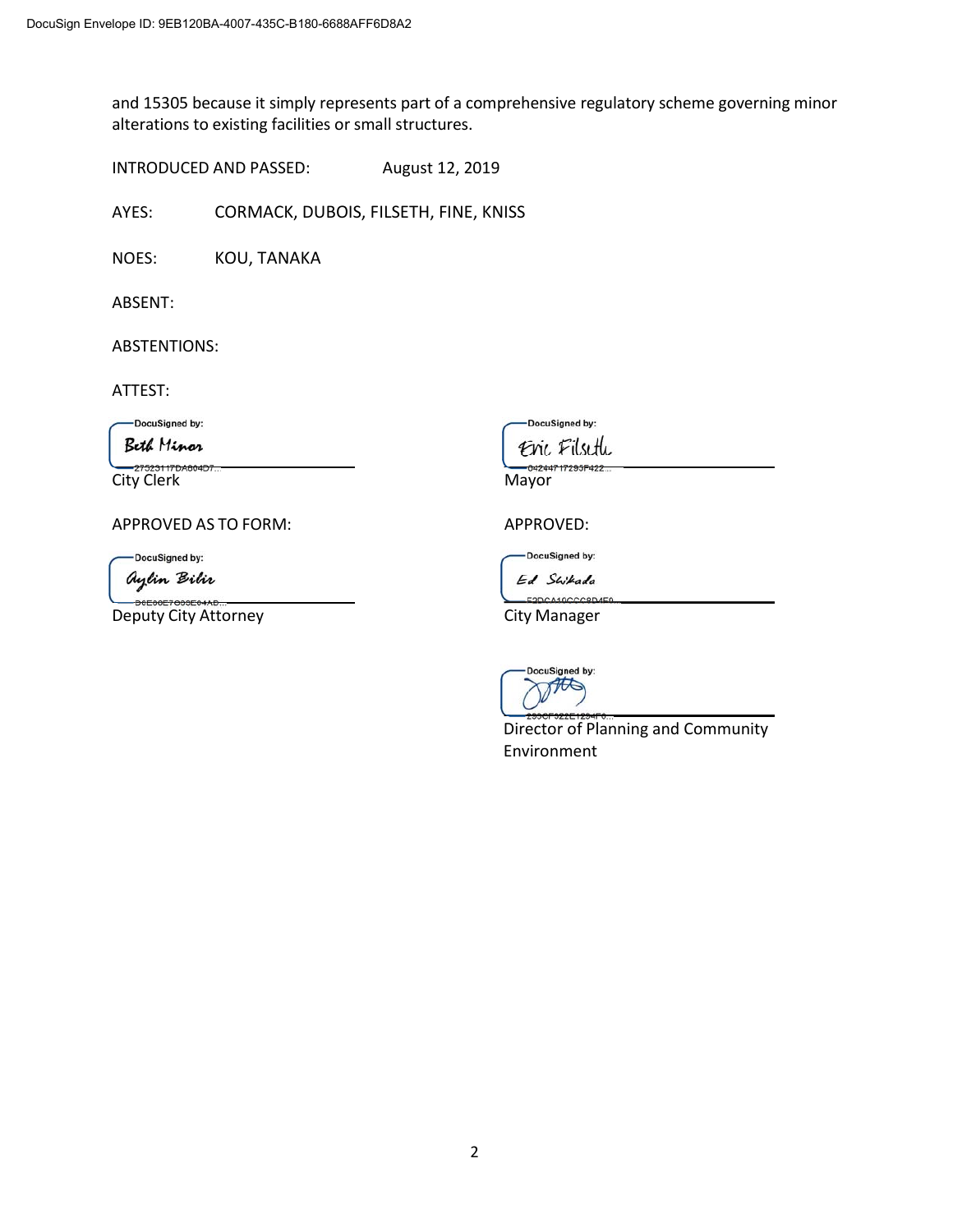and 15305 because it simply represents part of a comprehensive regulatory scheme governing minor alterations to existing facilities or small structures.

INTRODUCED AND PASSED: August 12, 2019

AYES: CORMACK, DUBOIS, FILSETH, FINE, KNISS

NOES: KOU, TANAKA

ABSENT:

ABSTENTIONS:

ATTEST:

DocuSigned by: Beth Minor
27523117DA604D7...
City Clerk

DocuSigned by: Eric Filseth
0424471729 3F422...
Mayor

APPROVED AS TO FORM:

DocuSigned by: Aylin Bilir
D6E30E7C03E64AD...
Deputy City Attorney

APPROVED:

DocuSigned by: Ed Shikada
F2DCA10CCC8D4F0...
City Manager

DocuSigned by:
293CF922E1294F0...
Director of Planning and Community Environment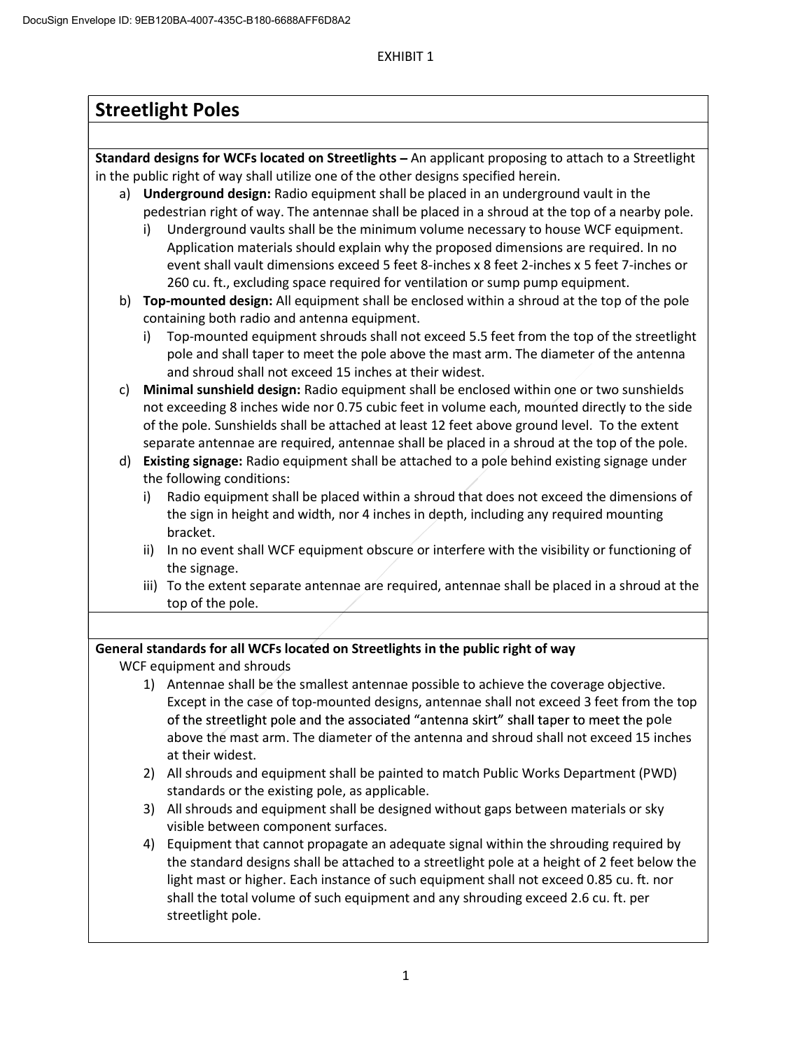EXHIBIT 1

## Streetlight Poles

**Standard designs for WCFs located on Streetlights –** An applicant proposing to attach to a Streetlight in the public right of way shall utilize one of the other designs specified herein.

a) **Underground design:** Radio equipment shall be placed in an underground vault in the pedestrian right of way. The antennae shall be placed in a shroud at the top of a nearby pole.
   i) Underground vaults shall be the minimum volume necessary to house WCF equipment. Application materials should explain why the proposed dimensions are required. In no event shall vault dimensions exceed 5 feet 8-inches x 8 feet 2-inches x 5 feet 7-inches or 260 cu. ft., excluding space required for ventilation or sump pump equipment.

b) **Top-mounted design:** All equipment shall be enclosed within a shroud at the top of the pole containing both radio and antenna equipment.
   i) Top-mounted equipment shrouds shall not exceed 5.5 feet from the top of the streetlight pole and shall taper to meet the pole above the mast arm. The diameter of the antenna and shroud shall not exceed 15 inches at their widest.

c) **Minimal sunshield design:** Radio equipment shall be enclosed within one or two sunshields not exceeding 8 inches wide nor 0.75 cubic feet in volume each, mounted directly to the side of the pole. Sunshields shall be attached at least 12 feet above ground level. To the extent separate antennae are required, antennae shall be placed in a shroud at the top of the pole.

d) **Existing signage:** Radio equipment shall be attached to a pole behind existing signage under the following conditions:
   i) Radio equipment shall be placed within a shroud that does not exceed the dimensions of the sign in height and width, nor 4 inches in depth, including any required mounting bracket.
   ii) In no event shall WCF equipment obscure or interfere with the visibility or functioning of the signage.
   iii) To the extent separate antennae are required, antennae shall be placed in a shroud at the top of the pole.

**General standards for all WCFs located on Streetlights in the public right of way**

WCF equipment and shrouds

1) Antennae shall be the smallest antennae possible to achieve the coverage objective. Except in the case of top-mounted designs, antennae shall not exceed 3 feet from the top of the streetlight pole and the associated "antenna skirt" shall taper to meet the pole above the mast arm. The diameter of the antenna and shroud shall not exceed 15 inches at their widest.
2) All shrouds and equipment shall be painted to match Public Works Department (PWD) standards or the existing pole, as applicable.
3) All shrouds and equipment shall be designed without gaps between materials or sky visible between component surfaces.
4) Equipment that cannot propagate an adequate signal within the shrouding required by the standard designs shall be attached to a streetlight pole at a height of 2 feet below the light mast or higher. Each instance of such equipment shall not exceed 0.85 cu. ft. nor shall the total volume of such equipment and any shrouding exceed 2.6 cu. ft. per streetlight pole.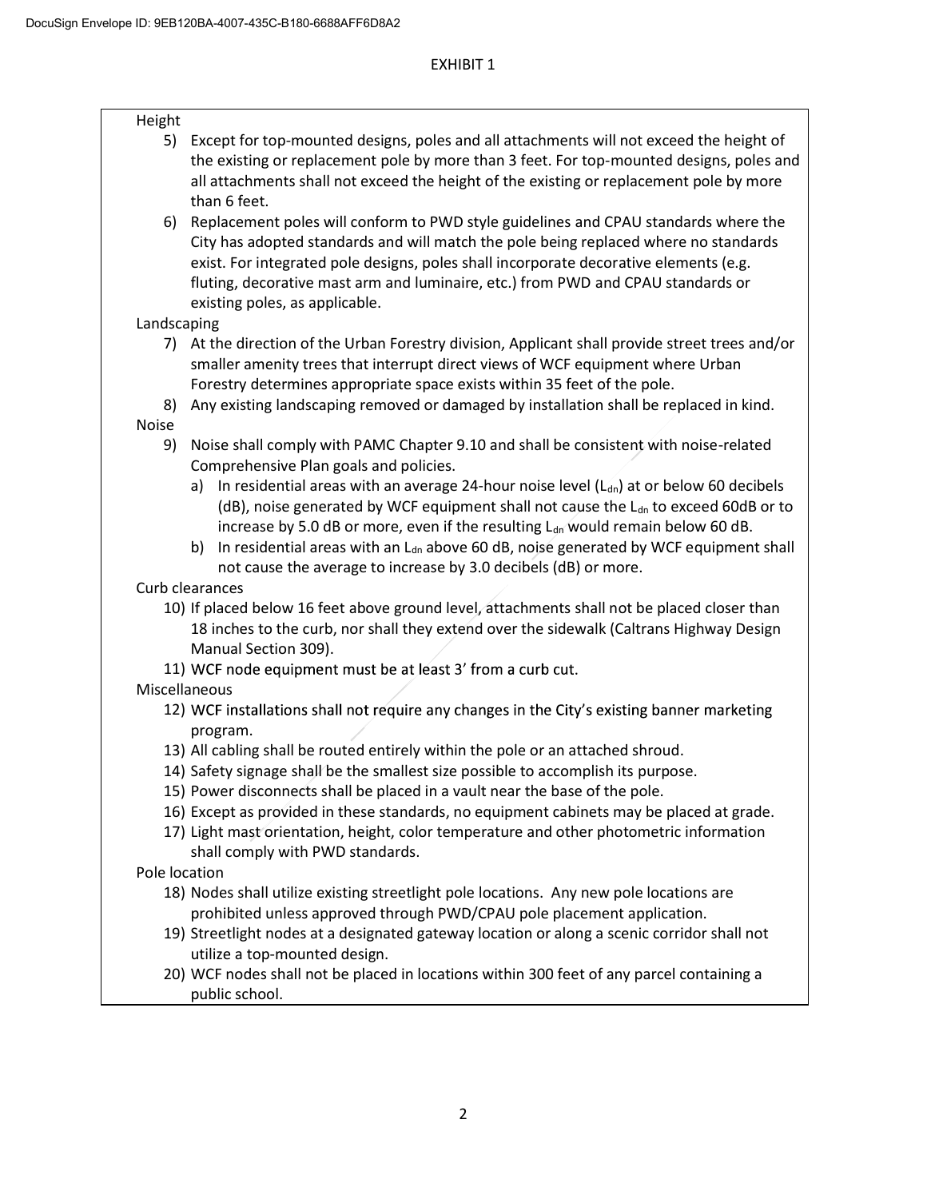EXHIBIT 1

Height

5) Except for top-mounted designs, poles and all attachments will not exceed the height of the existing or replacement pole by more than 3 feet. For top-mounted designs, poles and all attachments shall not exceed the height of the existing or replacement pole by more than 6 feet.
6) Replacement poles will conform to PWD style guidelines and CPAU standards where the City has adopted standards and will match the pole being replaced where no standards exist. For integrated pole designs, poles shall incorporate decorative elements (e.g. fluting, decorative mast arm and luminaire, etc.) from PWD and CPAU standards or existing poles, as applicable.

Landscaping

7) At the direction of the Urban Forestry division, Applicant shall provide street trees and/or smaller amenity trees that interrupt direct views of WCF equipment where Urban Forestry determines appropriate space exists within 35 feet of the pole.
8) Any existing landscaping removed or damaged by installation shall be replaced in kind.

Noise

9) Noise shall comply with PAMC Chapter 9.10 and shall be consistent with noise-related Comprehensive Plan goals and policies.
   a) In residential areas with an average 24-hour noise level ($L_{dn}$) at or below 60 decibels (dB), noise generated by WCF equipment shall not cause the $L_{dn}$ to exceed 60dB or to increase by 5.0 dB or more, even if the resulting $L_{dn}$ would remain below 60 dB.
   b) In residential areas with an $L_{dn}$ above 60 dB, noise generated by WCF equipment shall not cause the average to increase by 3.0 decibels (dB) or more.

Curb clearances

10) If placed below 16 feet above ground level, attachments shall not be placed closer than 18 inches to the curb, nor shall they extend over the sidewalk (Caltrans Highway Design Manual Section 309).
11) WCF node equipment must be at least 3' from a curb cut.

Miscellaneous

12) WCF installations shall not require any changes in the City's existing banner marketing program.
13) All cabling shall be routed entirely within the pole or an attached shroud.
14) Safety signage shall be the smallest size possible to accomplish its purpose.
15) Power disconnects shall be placed in a vault near the base of the pole.
16) Except as provided in these standards, no equipment cabinets may be placed at grade.
17) Light mast orientation, height, color temperature and other photometric information shall comply with PWD standards.

Pole location

18) Nodes shall utilize existing streetlight pole locations. Any new pole locations are prohibited unless approved through PWD/CPAU pole placement application.
19) Streetlight nodes at a designated gateway location or along a scenic corridor shall not utilize a top-mounted design.
20) WCF nodes shall not be placed in locations within 300 feet of any parcel containing a public school.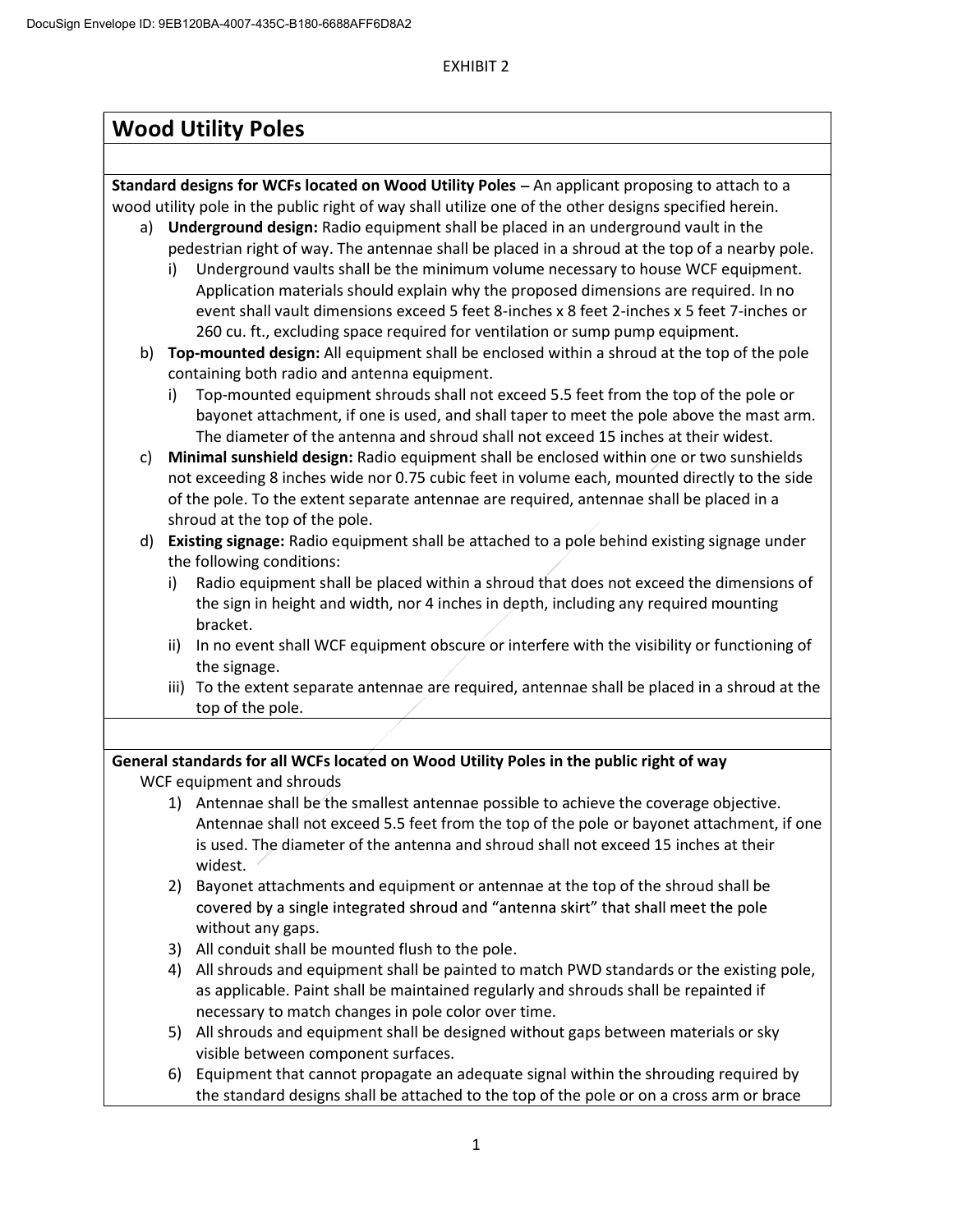EXHIBIT 2

# Wood Utility Poles

**Standard designs for WCFs located on Wood Utility Poles** – An applicant proposing to attach to a wood utility pole in the public right of way shall utilize one of the other designs specified herein.

a) **Underground design:** Radio equipment shall be placed in an underground vault in the pedestrian right of way. The antennae shall be placed in a shroud at the top of a nearby pole.
   i) Underground vaults shall be the minimum volume necessary to house WCF equipment. Application materials should explain why the proposed dimensions are required. In no event shall vault dimensions exceed 5 feet 8-inches x 8 feet 2-inches x 5 feet 7-inches or 260 cu. ft., excluding space required for ventilation or sump pump equipment.

b) **Top-mounted design:** All equipment shall be enclosed within a shroud at the top of the pole containing both radio and antenna equipment.
   i) Top-mounted equipment shrouds shall not exceed 5.5 feet from the top of the pole or bayonet attachment, if one is used, and shall taper to meet the pole above the mast arm. The diameter of the antenna and shroud shall not exceed 15 inches at their widest.

c) **Minimal sunshield design:** Radio equipment shall be enclosed within one or two sunshields not exceeding 8 inches wide nor 0.75 cubic feet in volume each, mounted directly to the side of the pole. To the extent separate antennae are required, antennae shall be placed in a shroud at the top of the pole.

d) **Existing signage:** Radio equipment shall be attached to a pole behind existing signage under the following conditions:
   i) Radio equipment shall be placed within a shroud that does not exceed the dimensions of the sign in height and width, nor 4 inches in depth, including any required mounting bracket.
   ii) In no event shall WCF equipment obscure or interfere with the visibility or functioning of the signage.
   iii) To the extent separate antennae are required, antennae shall be placed in a shroud at the top of the pole.

**General standards for all WCFs located on Wood Utility Poles in the public right of way**

WCF equipment and shrouds

1) Antennae shall be the smallest antennae possible to achieve the coverage objective. Antennae shall not exceed 5.5 feet from the top of the pole or bayonet attachment, if one is used. The diameter of the antenna and shroud shall not exceed 15 inches at their widest.
2) Bayonet attachments and equipment or antennae at the top of the shroud shall be covered by a single integrated shroud and "antenna skirt" that shall meet the pole without any gaps.
3) All conduit shall be mounted flush to the pole.
4) All shrouds and equipment shall be painted to match PWD standards or the existing pole, as applicable. Paint shall be maintained regularly and shrouds shall be repainted if necessary to match changes in pole color over time.
5) All shrouds and equipment shall be designed without gaps between materials or sky visible between component surfaces.
6) Equipment that cannot propagate an adequate signal within the shrouding required by the standard designs shall be attached to the top of the pole or on a cross arm or brace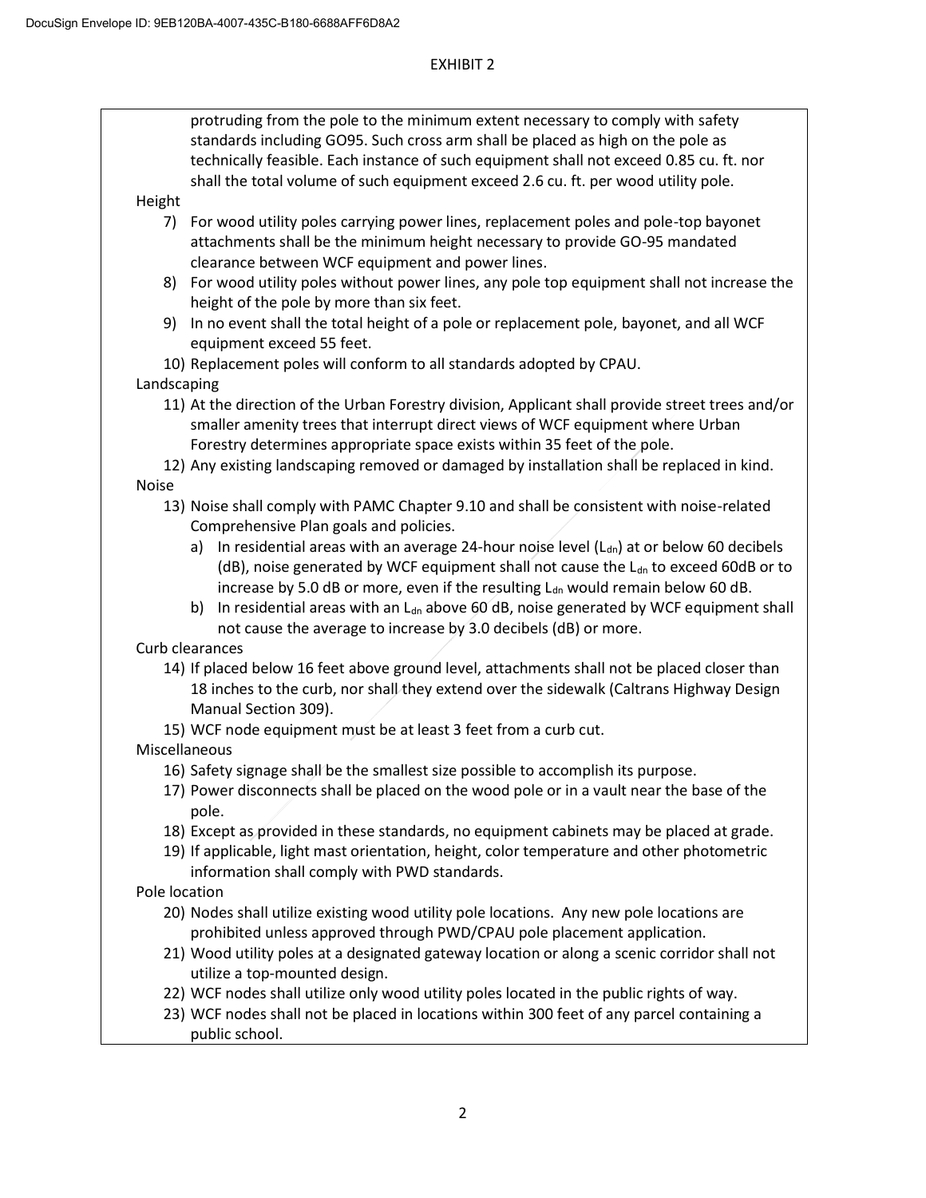# EXHIBIT 2

protruding from the pole to the minimum extent necessary to comply with safety standards including GO95. Such cross arm shall be placed as high on the pole as technically feasible. Each instance of such equipment shall not exceed 0.85 cu. ft. nor shall the total volume of such equipment exceed 2.6 cu. ft. per wood utility pole.

Height

7) For wood utility poles carrying power lines, replacement poles and pole-top bayonet attachments shall be the minimum height necessary to provide GO-95 mandated clearance between WCF equipment and power lines.
8) For wood utility poles without power lines, any pole top equipment shall not increase the height of the pole by more than six feet.
9) In no event shall the total height of a pole or replacement pole, bayonet, and all WCF equipment exceed 55 feet.
10) Replacement poles will conform to all standards adopted by CPAU.

Landscaping

11) At the direction of the Urban Forestry division, Applicant shall provide street trees and/or smaller amenity trees that interrupt direct views of WCF equipment where Urban Forestry determines appropriate space exists within 35 feet of the pole.
12) Any existing landscaping removed or damaged by installation shall be replaced in kind.

Noise

13) Noise shall comply with PAMC Chapter 9.10 and shall be consistent with noise-related Comprehensive Plan goals and policies.
    a) In residential areas with an average 24-hour noise level ($L_{dn}$) at or below 60 decibels (dB), noise generated by WCF equipment shall not cause the $L_{dn}$ to exceed 60dB or to increase by 5.0 dB or more, even if the resulting $L_{dn}$ would remain below 60 dB.
    b) In residential areas with an $L_{dn}$ above 60 dB, noise generated by WCF equipment shall not cause the average to increase by 3.0 decibels (dB) or more.

Curb clearances

14) If placed below 16 feet above ground level, attachments shall not be placed closer than 18 inches to the curb, nor shall they extend over the sidewalk (Caltrans Highway Design Manual Section 309).
15) WCF node equipment must be at least 3 feet from a curb cut.

Miscellaneous

16) Safety signage shall be the smallest size possible to accomplish its purpose.
17) Power disconnects shall be placed on the wood pole or in a vault near the base of the pole.
18) Except as provided in these standards, no equipment cabinets may be placed at grade.
19) If applicable, light mast orientation, height, color temperature and other photometric information shall comply with PWD standards.

Pole location

20) Nodes shall utilize existing wood utility pole locations. Any new pole locations are prohibited unless approved through PWD/CPAU pole placement application.
21) Wood utility poles at a designated gateway location or along a scenic corridor shall not utilize a top-mounted design.
22) WCF nodes shall utilize only wood utility poles located in the public rights of way.
23) WCF nodes shall not be placed in locations within 300 feet of any parcel containing a public school.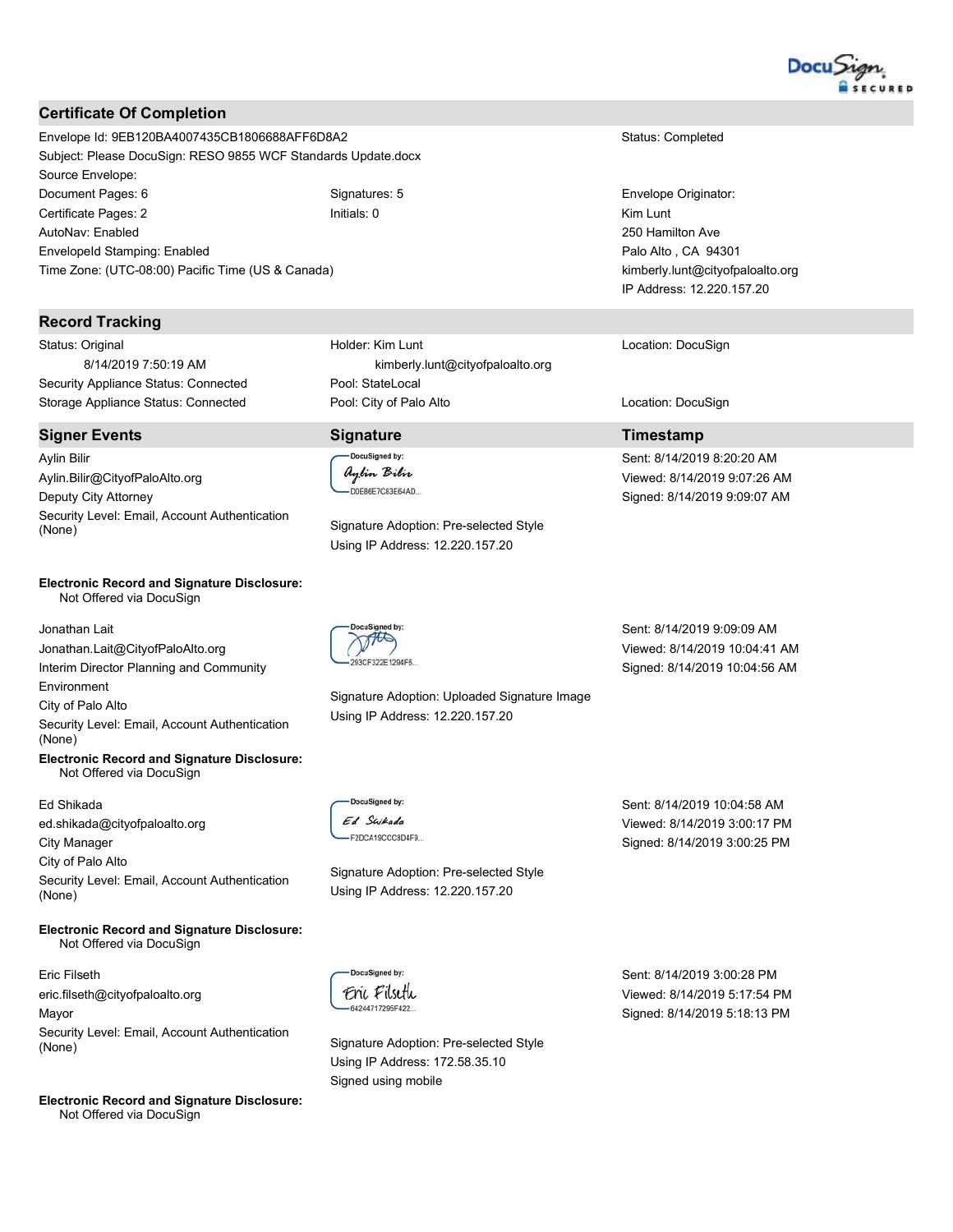## Certificate Of Completion

Envelope Id: 9EB120BA4007435CB1806688AFF6D8A2
Subject: Please DocuSign: RESO 9855 WCF Standards Update.docx
Source Envelope:
Document Pages: 6
Certificate Pages: 2
AutoNav: Enabled
EnvelopeId Stamping: Enabled
Time Zone: (UTC-08:00) Pacific Time (US & Canada)

Signatures: 5
Initials: 0

Status: Completed

Envelope Originator:
Kim Lunt
250 Hamilton Ave
Palo Alto , CA 94301
kimberly.lunt@cityofpaloalto.org
IP Address: 12.220.157.20

## Record Tracking

| | | |
|---|---|---|
| Status: Original<br>8/14/2019 7:50:19 AM | Holder: Kim Lunt<br>kimberly.lunt@cityofpaloalto.org | Location: DocuSign |
| Security Appliance Status: Connected | Pool: StateLocal | |
| Storage Appliance Status: Connected | Pool: City of Palo Alto | Location: DocuSign |

## Signer Events

| Signer Events | Signature | Timestamp |
|---|---|---|
| Aylin Bilir<br>Aylin.Bilir@CityofPaloAlto.org<br>Deputy City Attorney<br>Security Level: Email, Account Authentication (None) | DocuSigned by: Aylin Bilir<br>D0E86E7C83E64AD...<br>Signature Adoption: Pre-selected Style<br>Using IP Address: 12.220.157.20 | Sent: 8/14/2019 8:20:20 AM<br>Viewed: 8/14/2019 9:07:26 AM<br>Signed: 8/14/2019 9:09:07 AM |
| **Electronic Record and Signature Disclosure:**<br>Not Offered via DocuSign | | |
| Jonathan Lait<br>Jonathan.Lait@CityofPaloAlto.org<br>Interim Director Planning and Community Environment<br>City of Palo Alto<br>Security Level: Email, Account Authentication (None) | DocuSigned by:<br>293CF322E1294F6...<br>Signature Adoption: Uploaded Signature Image<br>Using IP Address: 12.220.157.20 | Sent: 8/14/2019 9:09:09 AM<br>Viewed: 8/14/2019 10:04:41 AM<br>Signed: 8/14/2019 10:04:56 AM |
| **Electronic Record and Signature Disclosure:**<br>Not Offered via DocuSign | | |
| Ed Shikada<br>ed.shikada@cityofpaloalto.org<br>City Manager<br>City of Palo Alto<br>Security Level: Email, Account Authentication (None) | DocuSigned by: Ed Shikada<br>F2DCA19CCC8D4F9...<br>Signature Adoption: Pre-selected Style<br>Using IP Address: 12.220.157.20 | Sent: 8/14/2019 10:04:58 AM<br>Viewed: 8/14/2019 3:00:17 PM<br>Signed: 8/14/2019 3:00:25 PM |
| **Electronic Record and Signature Disclosure:**<br>Not Offered via DocuSign | | |
| Eric Filseth<br>eric.filseth@cityofpaloalto.org<br>Mayor<br>Security Level: Email, Account Authentication (None) | DocuSigned by: Eric Filseth<br>64244717295F422...<br>Signature Adoption: Pre-selected Style<br>Using IP Address: 172.58.35.10<br>Signed using mobile | Sent: 8/14/2019 3:00:28 PM<br>Viewed: 8/14/2019 5:17:54 PM<br>Signed: 8/14/2019 5:18:13 PM |
| **Electronic Record and Signature Disclosure:**<br>Not Offered via DocuSign | | |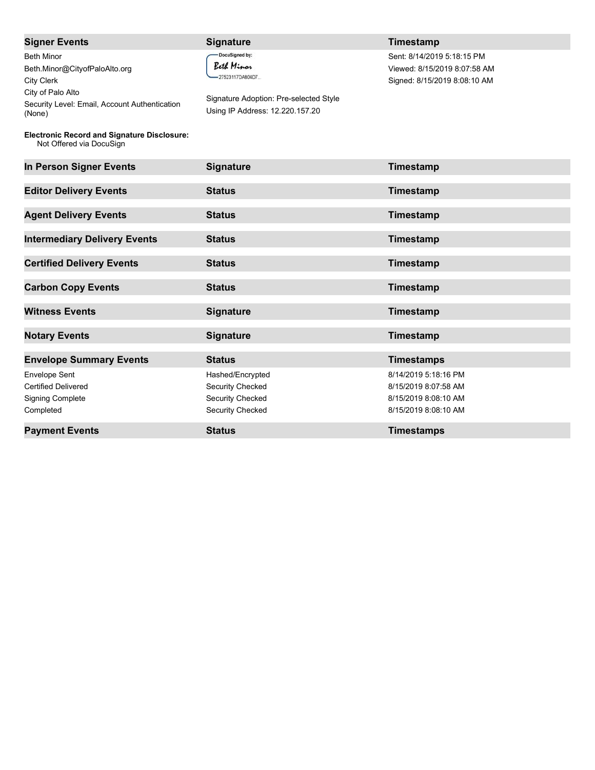| Signer Events | Signature | Timestamp |
| --- | --- | --- |
| Beth Minor<br>Beth.Minor@CityofPaloAlto.org<br>City Clerk<br>City of Palo Alto<br>Security Level: Email, Account Authentication (None) | DocuSigned by:<br>Beth Minor<br>27523117DA804D7...<br><br>Signature Adoption: Pre-selected Style<br>Using IP Address: 12.220.157.20 | Sent: 8/14/2019 5:18:15 PM<br>Viewed: 8/15/2019 8:07:58 AM<br>Signed: 8/15/2019 8:08:10 AM |

**Electronic Record and Signature Disclosure:**
Not Offered via DocuSign

| In Person Signer Events | Signature | Timestamp |
| --- | --- | --- |

| Editor Delivery Events | Status | Timestamp |
| --- | --- | --- |

| Agent Delivery Events | Status | Timestamp |
| --- | --- | --- |

| Intermediary Delivery Events | Status | Timestamp |
| --- | --- | --- |

| Certified Delivery Events | Status | Timestamp |
| --- | --- | --- |

| Carbon Copy Events | Status | Timestamp |
| --- | --- | --- |

| Witness Events | Signature | Timestamp |
| --- | --- | --- |

| Notary Events | Signature | Timestamp |
| --- | --- | --- |

| Envelope Summary Events | Status | Timestamps |
| --- | --- | --- |
| Envelope Sent | Hashed/Encrypted | 8/14/2019 5:18:16 PM |
| Certified Delivered | Security Checked | 8/15/2019 8:07:58 AM |
| Signing Complete | Security Checked | 8/15/2019 8:08:10 AM |
| Completed | Security Checked | 8/15/2019 8:08:10 AM |

| Payment Events | Status | Timestamps |
| --- | --- | --- |